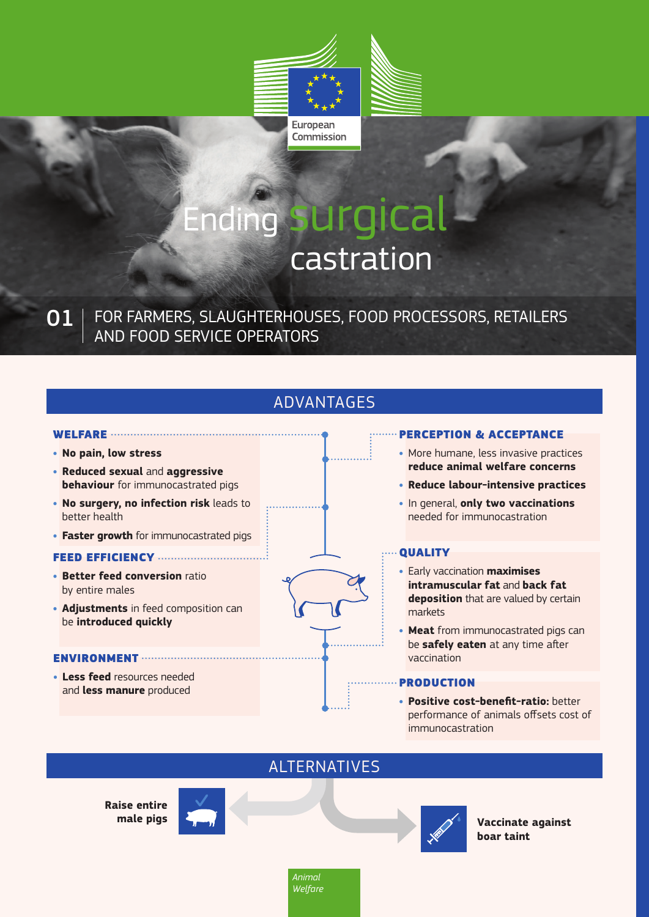European Commission

# Ending surgical castration

**01** | FOR FARMERS, SLAUGHTERHOUSES, FOOD PROCESSORS, RETAILERS AND FOOD SERVICE OPERATORS

## ADVANTAGES

### WELFARE

- **No pain, low stress**
- **Reduced sexual** and **aggressive behaviour** for immunocastrated pigs
- **No surgery, no infection risk** leads to better health
- **Faster growth** for immunocastrated pigs

### FEED EFFICIENCY

- **Better feed conversion** ratio by entire males
- **Adjustments** in feed composition can be **introduced quickly**

### ENVIRONMENT

- **Less feed** resources needed and **less manure** produced

### PERCEPTION & ACCEPTANCE

- More humane, less invasive practices **reduce animal welfare concerns**
- **Reduce labour-intensive practices**
- In general, **only two vaccinations** needed for immunocastration

### QUALITY

- Early vaccination **maximises intramuscular fat** and **back fat deposition** that are valued by certain markets
- **Meat** from immunocastrated pigs can be **safely eaten** at any time after vaccination

### PRODUCTION

- **Positive cost-benefit-ratio:** better performance of animals offsets cost of immunocastration

## ALTERNATIVES

**Raise entire male pigs**

**Vaccinate against boar taint**

*Animal Welfare*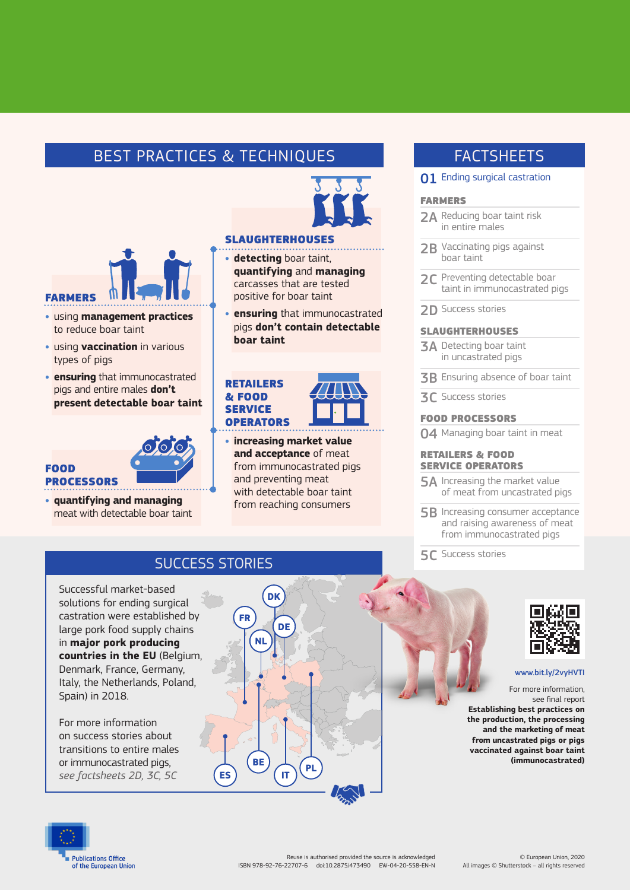## BEST PRACTICES & TECHNIQUES

### FARMERS

- using **management practices** to reduce boar taint
- using **vaccination** in various types of pigs
- **ensuring** that immunocastrated pigs and entire males **don't present detectable boar taint**

### FOOD PROCESSORS

- **quantifying and managing** meat with detectable boar taint

### SLAUGHTERHOUSES

- **detecting** boar taint, **quantifying** and **managing** carcasses that are tested positive for boar taint
- **ensuring** that immunocastrated pigs **don't contain detectable boar taint**

### RETAILERS & FOOD SERVICE OPERATORS

- **increasing market value and acceptance** of meat from immunocastrated pigs and preventing meat with detectable boar taint from reaching consumers

## FACTSHEETS

**01** Ending surgical castration

**FARMERS**

**2A** Reducing boar taint risk in entire males

**2B** Vaccinating pigs against boar taint

**2C** Preventing detectable boar taint in immunocastrated pigs

**2D** Success stories

**SLAUGHTERHOUSES**

**3A** Detecting boar taint in uncastrated pigs

**3B** Ensuring absence of boar taint

**3C** Success stories

**FOOD PROCESSORS**

**04** Managing boar taint in meat

**RETAILERS & FOOD SERVICE OPERATORS**

**5A** Increasing the market value of meat from uncastrated pigs

**5B** Increasing consumer acceptance and raising awareness of meat from immunocastrated pigs

**5C** Success stories

## SUCCESS STORIES

Successful market-based solutions for ending surgical castration were established by large pork food supply chains in **major pork producing countries in the EU** (Belgium, Denmark, France, Germany, Italy, the Netherlands, Poland, Spain) in 2018.

For more information on success stories about transitions to entire males or immunocastrated pigs, *see factsheets 2D, 3C, 5C*

DK FR DE NL ES BE IT PL

www.bit.ly/2vyHVTI

For more information, see final report **Establishing best practices on the production, the processing and the marketing of meat from uncastrated pigs or pigs vaccinated against boar taint (immunocastrated)**

Publications Office of the European Union

Reuse is authorised provided the source is acknowledged
ISBN 978-92-76-22707-6 doi:10.2875/473490 EW-04-20-558-EN-N

© European Union, 2020
All images © Shutterstock – all rights reserved